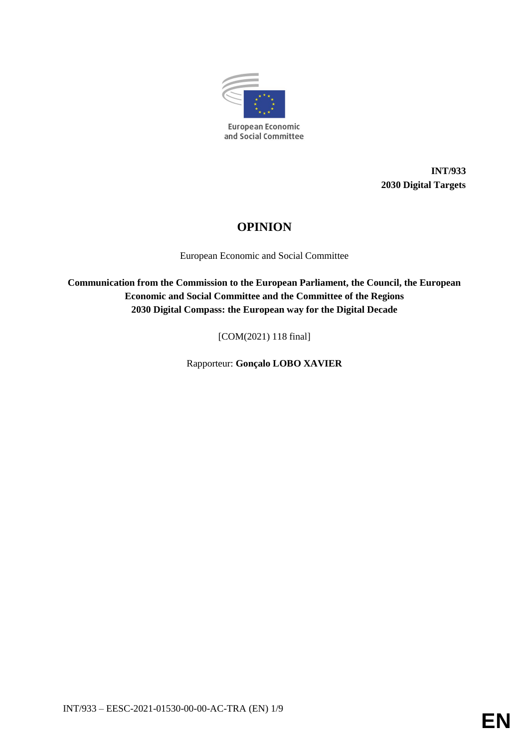European Economic and Social Committee

**INT/933**
**2030 Digital Targets**

# OPINION

European Economic and Social Committee

**Communication from the Commission to the European Parliament, the Council, the European Economic and Social Committee and the Committee of the Regions**
**2030 Digital Compass: the European way for the Digital Decade**

[COM(2021) 118 final]

Rapporteur: **Gonçalo LOBO XAVIER**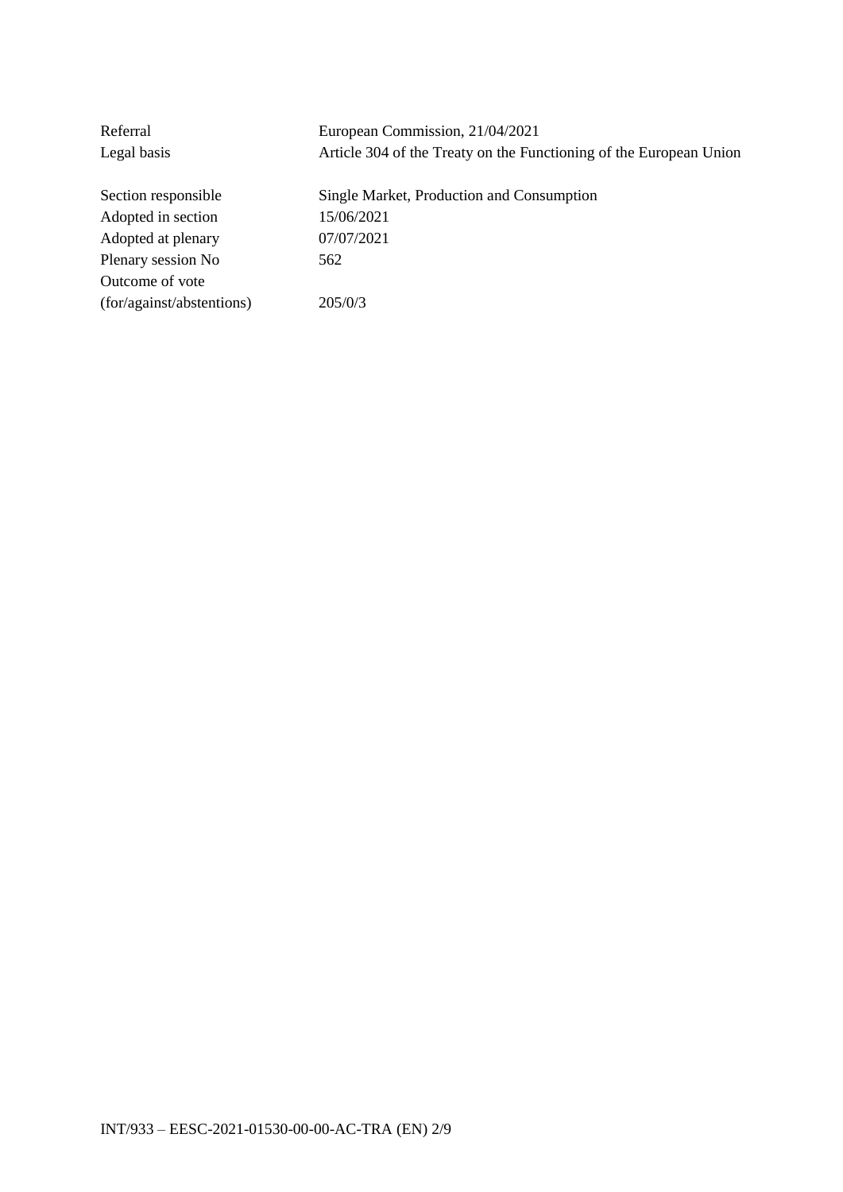| | |
|---|---|
| Referral | European Commission, 21/04/2021 |
| Legal basis | Article 304 of the Treaty on the Functioning of the European Union |
| | |
| Section responsible | Single Market, Production and Consumption |
| Adopted in section | 15/06/2021 |
| Adopted at plenary | 07/07/2021 |
| Plenary session No | 562 |
| Outcome of vote (for/against/abstentions) | 205/0/3 |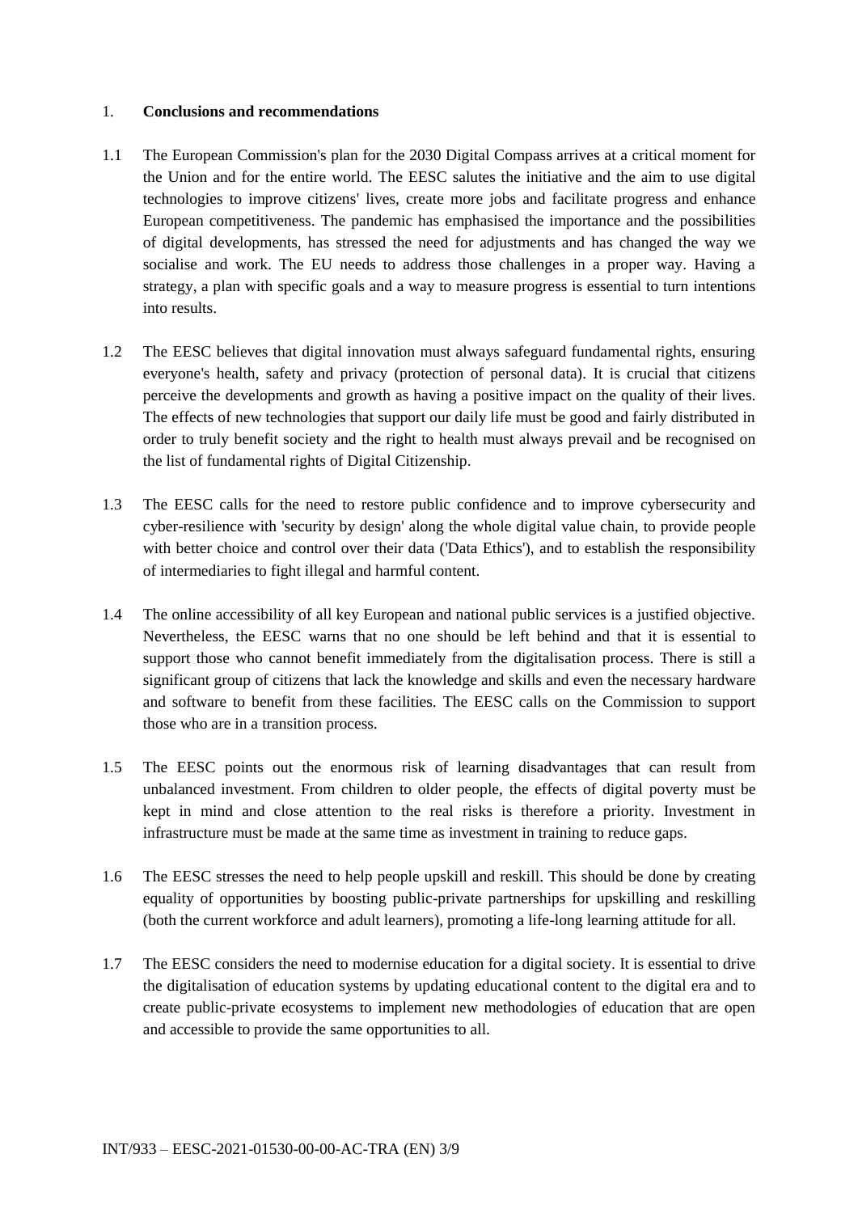## 1. Conclusions and recommendations

1.1 The European Commission's plan for the 2030 Digital Compass arrives at a critical moment for the Union and for the entire world. The EESC salutes the initiative and the aim to use digital technologies to improve citizens' lives, create more jobs and facilitate progress and enhance European competitiveness. The pandemic has emphasised the importance and the possibilities of digital developments, has stressed the need for adjustments and has changed the way we socialise and work. The EU needs to address those challenges in a proper way. Having a strategy, a plan with specific goals and a way to measure progress is essential to turn intentions into results.

1.2 The EESC believes that digital innovation must always safeguard fundamental rights, ensuring everyone's health, safety and privacy (protection of personal data). It is crucial that citizens perceive the developments and growth as having a positive impact on the quality of their lives. The effects of new technologies that support our daily life must be good and fairly distributed in order to truly benefit society and the right to health must always prevail and be recognised on the list of fundamental rights of Digital Citizenship.

1.3 The EESC calls for the need to restore public confidence and to improve cybersecurity and cyber-resilience with 'security by design' along the whole digital value chain, to provide people with better choice and control over their data ('Data Ethics'), and to establish the responsibility of intermediaries to fight illegal and harmful content.

1.4 The online accessibility of all key European and national public services is a justified objective. Nevertheless, the EESC warns that no one should be left behind and that it is essential to support those who cannot benefit immediately from the digitalisation process. There is still a significant group of citizens that lack the knowledge and skills and even the necessary hardware and software to benefit from these facilities. The EESC calls on the Commission to support those who are in a transition process.

1.5 The EESC points out the enormous risk of learning disadvantages that can result from unbalanced investment. From children to older people, the effects of digital poverty must be kept in mind and close attention to the real risks is therefore a priority. Investment in infrastructure must be made at the same time as investment in training to reduce gaps.

1.6 The EESC stresses the need to help people upskill and reskill. This should be done by creating equality of opportunities by boosting public-private partnerships for upskilling and reskilling (both the current workforce and adult learners), promoting a life-long learning attitude for all.

1.7 The EESC considers the need to modernise education for a digital society. It is essential to drive the digitalisation of education systems by updating educational content to the digital era and to create public-private ecosystems to implement new methodologies of education that are open and accessible to provide the same opportunities to all.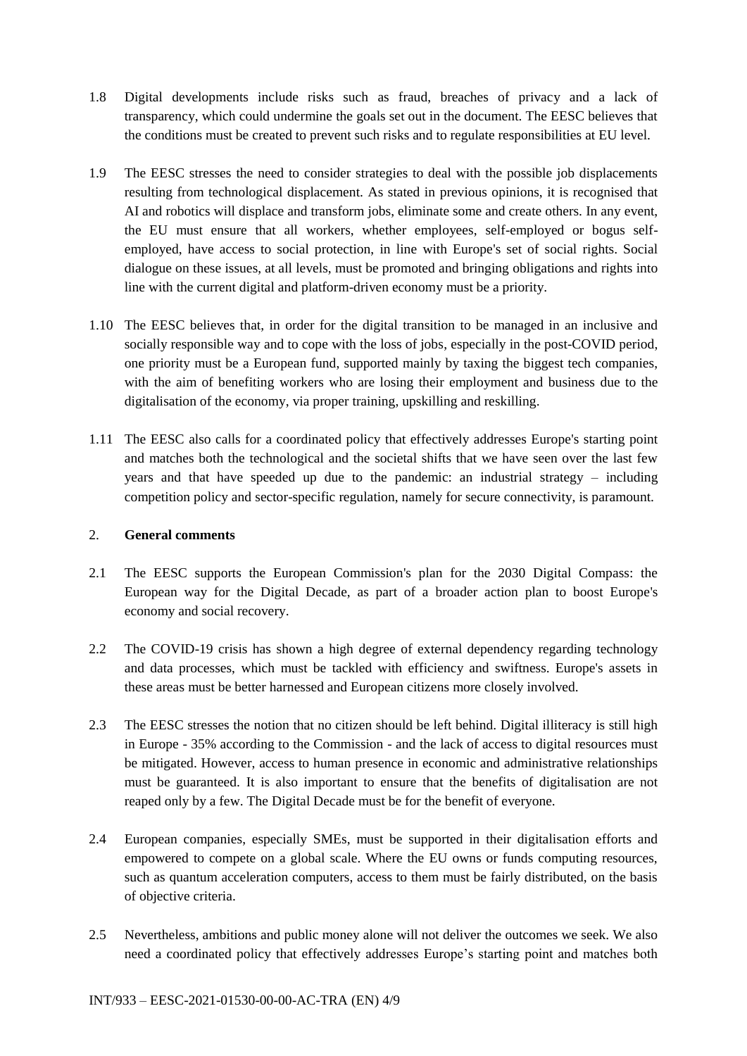1.8 Digital developments include risks such as fraud, breaches of privacy and a lack of transparency, which could undermine the goals set out in the document. The EESC believes that the conditions must be created to prevent such risks and to regulate responsibilities at EU level.

1.9 The EESC stresses the need to consider strategies to deal with the possible job displacements resulting from technological displacement. As stated in previous opinions, it is recognised that AI and robotics will displace and transform jobs, eliminate some and create others. In any event, the EU must ensure that all workers, whether employees, self-employed or bogus self-employed, have access to social protection, in line with Europe's set of social rights. Social dialogue on these issues, at all levels, must be promoted and bringing obligations and rights into line with the current digital and platform-driven economy must be a priority.

1.10 The EESC believes that, in order for the digital transition to be managed in an inclusive and socially responsible way and to cope with the loss of jobs, especially in the post-COVID period, one priority must be a European fund, supported mainly by taxing the biggest tech companies, with the aim of benefiting workers who are losing their employment and business due to the digitalisation of the economy, via proper training, upskilling and reskilling.

1.11 The EESC also calls for a coordinated policy that effectively addresses Europe's starting point and matches both the technological and the societal shifts that we have seen over the last few years and that have speeded up due to the pandemic: an industrial strategy – including competition policy and sector-specific regulation, namely for secure connectivity, is paramount.

## 2. **General comments**

2.1 The EESC supports the European Commission's plan for the 2030 Digital Compass: the European way for the Digital Decade, as part of a broader action plan to boost Europe's economy and social recovery.

2.2 The COVID-19 crisis has shown a high degree of external dependency regarding technology and data processes, which must be tackled with efficiency and swiftness. Europe's assets in these areas must be better harnessed and European citizens more closely involved.

2.3 The EESC stresses the notion that no citizen should be left behind. Digital illiteracy is still high in Europe - 35% according to the Commission - and the lack of access to digital resources must be mitigated. However, access to human presence in economic and administrative relationships must be guaranteed. It is also important to ensure that the benefits of digitalisation are not reaped only by a few. The Digital Decade must be for the benefit of everyone.

2.4 European companies, especially SMEs, must be supported in their digitalisation efforts and empowered to compete on a global scale. Where the EU owns or funds computing resources, such as quantum acceleration computers, access to them must be fairly distributed, on the basis of objective criteria.

2.5 Nevertheless, ambitions and public money alone will not deliver the outcomes we seek. We also need a coordinated policy that effectively addresses Europe's starting point and matches both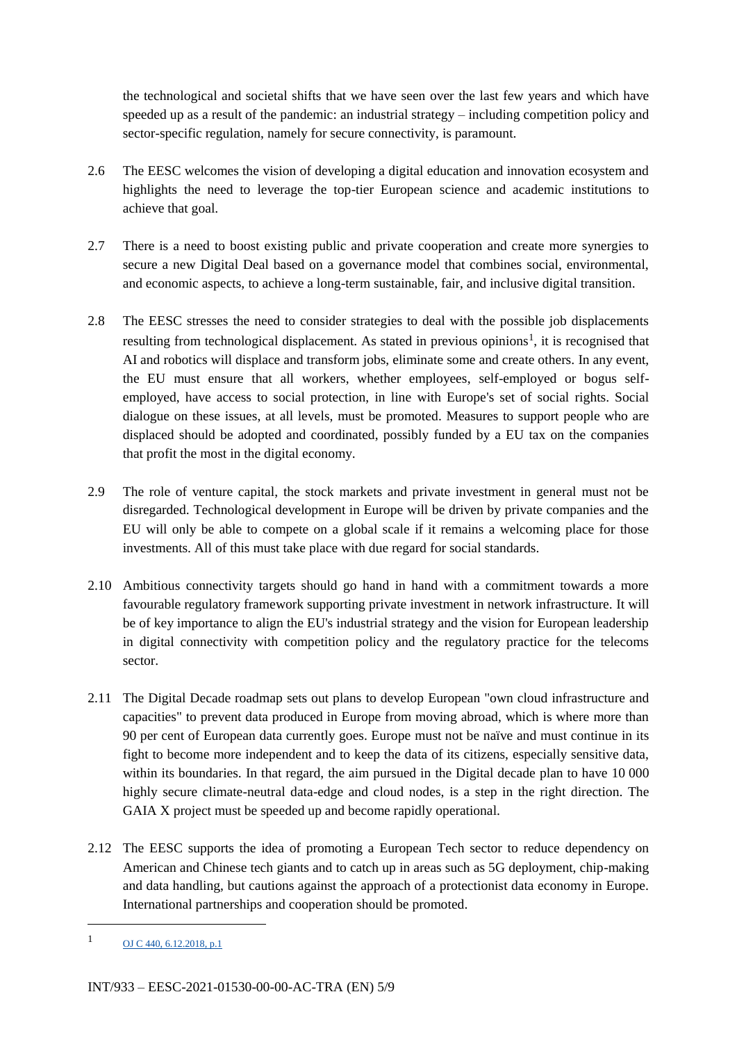the technological and societal shifts that we have seen over the last few years and which have speeded up as a result of the pandemic: an industrial strategy – including competition policy and sector-specific regulation, namely for secure connectivity, is paramount.

2.6 The EESC welcomes the vision of developing a digital education and innovation ecosystem and highlights the need to leverage the top-tier European science and academic institutions to achieve that goal.

2.7 There is a need to boost existing public and private cooperation and create more synergies to secure a new Digital Deal based on a governance model that combines social, environmental, and economic aspects, to achieve a long-term sustainable, fair, and inclusive digital transition.

2.8 The EESC stresses the need to consider strategies to deal with the possible job displacements resulting from technological displacement. As stated in previous opinions[1], it is recognised that AI and robotics will displace and transform jobs, eliminate some and create others. In any event, the EU must ensure that all workers, whether employees, self-employed or bogus self-employed, have access to social protection, in line with Europe's set of social rights. Social dialogue on these issues, at all levels, must be promoted. Measures to support people who are displaced should be adopted and coordinated, possibly funded by a EU tax on the companies that profit the most in the digital economy.

2.9 The role of venture capital, the stock markets and private investment in general must not be disregarded. Technological development in Europe will be driven by private companies and the EU will only be able to compete on a global scale if it remains a welcoming place for those investments. All of this must take place with due regard for social standards.

2.10 Ambitious connectivity targets should go hand in hand with a commitment towards a more favourable regulatory framework supporting private investment in network infrastructure. It will be of key importance to align the EU's industrial strategy and the vision for European leadership in digital connectivity with competition policy and the regulatory practice for the telecoms sector.

2.11 The Digital Decade roadmap sets out plans to develop European "own cloud infrastructure and capacities" to prevent data produced in Europe from moving abroad, which is where more than 90 per cent of European data currently goes. Europe must not be naïve and must continue in its fight to become more independent and to keep the data of its citizens, especially sensitive data, within its boundaries. In that regard, the aim pursued in the Digital decade plan to have 10 000 highly secure climate-neutral data-edge and cloud nodes, is a step in the right direction. The GAIA X project must be speeded up and become rapidly operational.

2.12 The EESC supports the idea of promoting a European Tech sector to reduce dependency on American and Chinese tech giants and to catch up in areas such as 5G deployment, chip-making and data handling, but cautions against the approach of a protectionist data economy in Europe. International partnerships and cooperation should be promoted.

---

[1] OJ C 440, 6.12.2018, p.1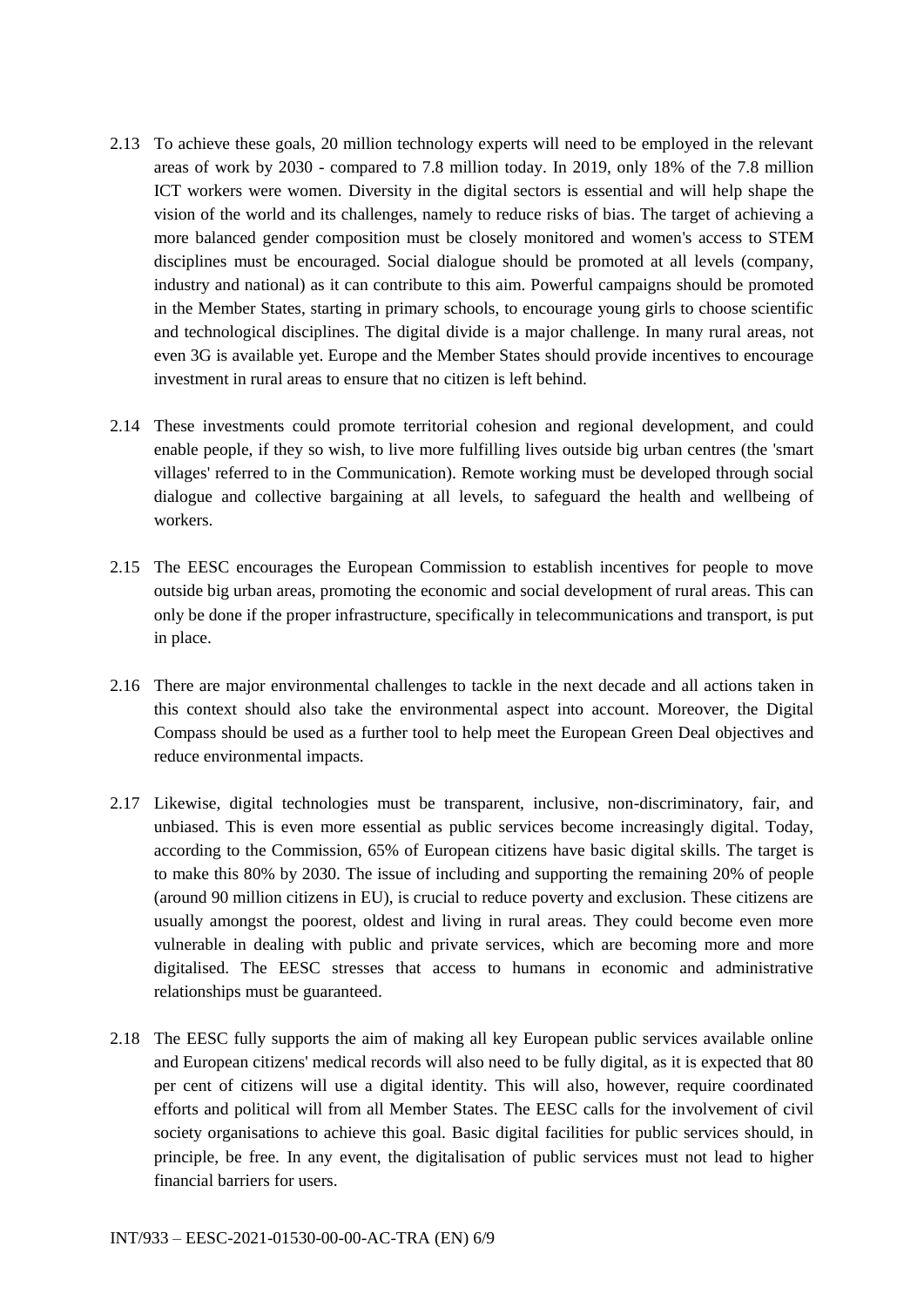2.13 To achieve these goals, 20 million technology experts will need to be employed in the relevant areas of work by 2030 - compared to 7.8 million today. In 2019, only 18% of the 7.8 million ICT workers were women. Diversity in the digital sectors is essential and will help shape the vision of the world and its challenges, namely to reduce risks of bias. The target of achieving a more balanced gender composition must be closely monitored and women's access to STEM disciplines must be encouraged. Social dialogue should be promoted at all levels (company, industry and national) as it can contribute to this aim. Powerful campaigns should be promoted in the Member States, starting in primary schools, to encourage young girls to choose scientific and technological disciplines. The digital divide is a major challenge. In many rural areas, not even 3G is available yet. Europe and the Member States should provide incentives to encourage investment in rural areas to ensure that no citizen is left behind.

2.14 These investments could promote territorial cohesion and regional development, and could enable people, if they so wish, to live more fulfilling lives outside big urban centres (the 'smart villages' referred to in the Communication). Remote working must be developed through social dialogue and collective bargaining at all levels, to safeguard the health and wellbeing of workers.

2.15 The EESC encourages the European Commission to establish incentives for people to move outside big urban areas, promoting the economic and social development of rural areas. This can only be done if the proper infrastructure, specifically in telecommunications and transport, is put in place.

2.16 There are major environmental challenges to tackle in the next decade and all actions taken in this context should also take the environmental aspect into account. Moreover, the Digital Compass should be used as a further tool to help meet the European Green Deal objectives and reduce environmental impacts.

2.17 Likewise, digital technologies must be transparent, inclusive, non-discriminatory, fair, and unbiased. This is even more essential as public services become increasingly digital. Today, according to the Commission, 65% of European citizens have basic digital skills. The target is to make this 80% by 2030. The issue of including and supporting the remaining 20% of people (around 90 million citizens in EU), is crucial to reduce poverty and exclusion. These citizens are usually amongst the poorest, oldest and living in rural areas. They could become even more vulnerable in dealing with public and private services, which are becoming more and more digitalised. The EESC stresses that access to humans in economic and administrative relationships must be guaranteed.

2.18 The EESC fully supports the aim of making all key European public services available online and European citizens' medical records will also need to be fully digital, as it is expected that 80 per cent of citizens will use a digital identity. This will also, however, require coordinated efforts and political will from all Member States. The EESC calls for the involvement of civil society organisations to achieve this goal. Basic digital facilities for public services should, in principle, be free. In any event, the digitalisation of public services must not lead to higher financial barriers for users.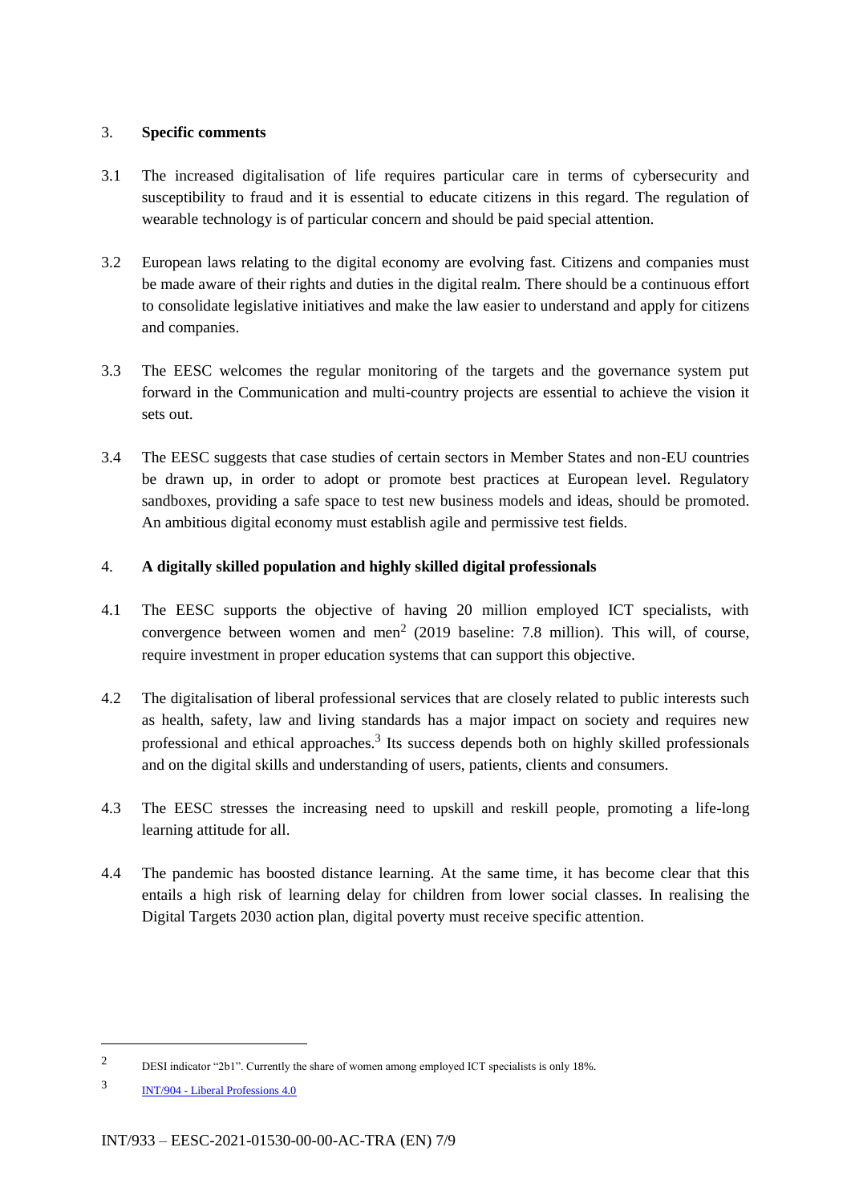## 3. Specific comments

3.1 The increased digitalisation of life requires particular care in terms of cybersecurity and susceptibility to fraud and it is essential to educate citizens in this regard. The regulation of wearable technology is of particular concern and should be paid special attention.

3.2 European laws relating to the digital economy are evolving fast. Citizens and companies must be made aware of their rights and duties in the digital realm. There should be a continuous effort to consolidate legislative initiatives and make the law easier to understand and apply for citizens and companies.

3.3 The EESC welcomes the regular monitoring of the targets and the governance system put forward in the Communication and multi-country projects are essential to achieve the vision it sets out.

3.4 The EESC suggests that case studies of certain sectors in Member States and non-EU countries be drawn up, in order to adopt or promote best practices at European level. Regulatory sandboxes, providing a safe space to test new business models and ideas, should be promoted. An ambitious digital economy must establish agile and permissive test fields.

## 4. A digitally skilled population and highly skilled digital professionals

4.1 The EESC supports the objective of having 20 million employed ICT specialists, with convergence between women and men[2] (2019 baseline: 7.8 million). This will, of course, require investment in proper education systems that can support this objective.

4.2 The digitalisation of liberal professional services that are closely related to public interests such as health, safety, law and living standards has a major impact on society and requires new professional and ethical approaches.[3] Its success depends both on highly skilled professionals and on the digital skills and understanding of users, patients, clients and consumers.

4.3 The EESC stresses the increasing need to upskill and reskill people, promoting a life-long learning attitude for all.

4.4 The pandemic has boosted distance learning. At the same time, it has become clear that this entails a high risk of learning delay for children from lower social classes. In realising the Digital Targets 2030 action plan, digital poverty must receive specific attention.

---

[2] DESI indicator "2b1". Currently the share of women among employed ICT specialists is only 18%.

[3] INT/904 - Liberal Professions 4.0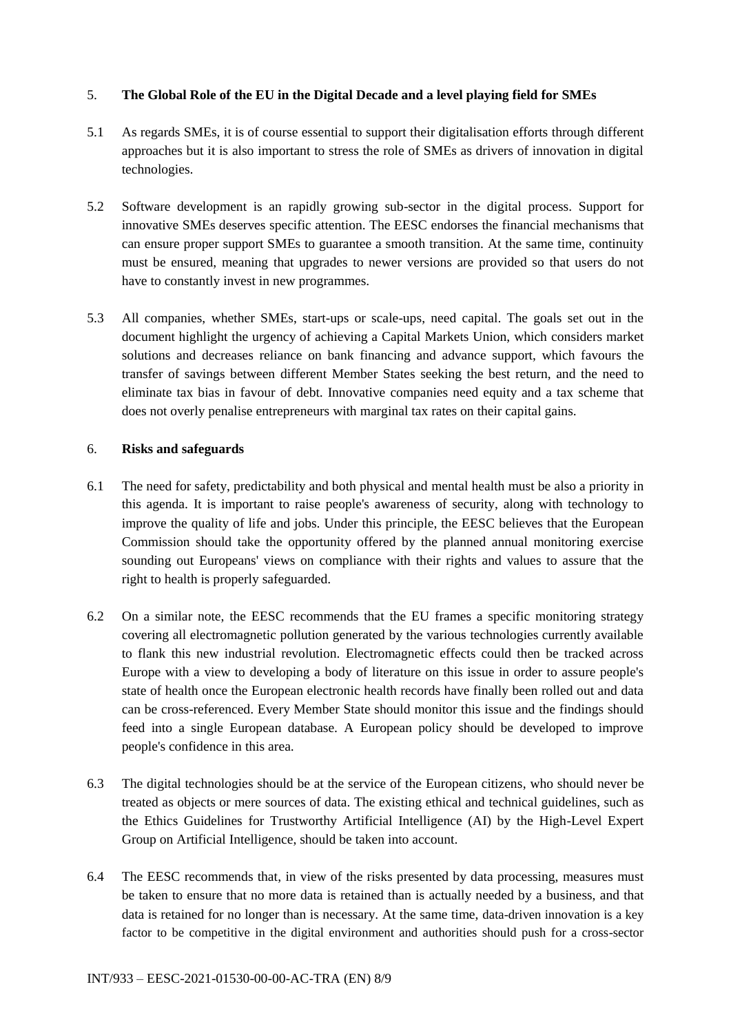## 5. **The Global Role of the EU in the Digital Decade and a level playing field for SMEs**

5.1 As regards SMEs, it is of course essential to support their digitalisation efforts through different approaches but it is also important to stress the role of SMEs as drivers of innovation in digital technologies.

5.2 Software development is an rapidly growing sub-sector in the digital process. Support for innovative SMEs deserves specific attention. The EESC endorses the financial mechanisms that can ensure proper support SMEs to guarantee a smooth transition. At the same time, continuity must be ensured, meaning that upgrades to newer versions are provided so that users do not have to constantly invest in new programmes.

5.3 All companies, whether SMEs, start-ups or scale-ups, need capital. The goals set out in the document highlight the urgency of achieving a Capital Markets Union, which considers market solutions and decreases reliance on bank financing and advance support, which favours the transfer of savings between different Member States seeking the best return, and the need to eliminate tax bias in favour of debt. Innovative companies need equity and a tax scheme that does not overly penalise entrepreneurs with marginal tax rates on their capital gains.

## 6. **Risks and safeguards**

6.1 The need for safety, predictability and both physical and mental health must be also a priority in this agenda. It is important to raise people's awareness of security, along with technology to improve the quality of life and jobs. Under this principle, the EESC believes that the European Commission should take the opportunity offered by the planned annual monitoring exercise sounding out Europeans' views on compliance with their rights and values to assure that the right to health is properly safeguarded.

6.2 On a similar note, the EESC recommends that the EU frames a specific monitoring strategy covering all electromagnetic pollution generated by the various technologies currently available to flank this new industrial revolution. Electromagnetic effects could then be tracked across Europe with a view to developing a body of literature on this issue in order to assure people's state of health once the European electronic health records have finally been rolled out and data can be cross-referenced. Every Member State should monitor this issue and the findings should feed into a single European database. A European policy should be developed to improve people's confidence in this area.

6.3 The digital technologies should be at the service of the European citizens, who should never be treated as objects or mere sources of data. The existing ethical and technical guidelines, such as the Ethics Guidelines for Trustworthy Artificial Intelligence (AI) by the High-Level Expert Group on Artificial Intelligence, should be taken into account.

6.4 The EESC recommends that, in view of the risks presented by data processing, measures must be taken to ensure that no more data is retained than is actually needed by a business, and that data is retained for no longer than is necessary. At the same time, data-driven innovation is a key factor to be competitive in the digital environment and authorities should push for a cross-sector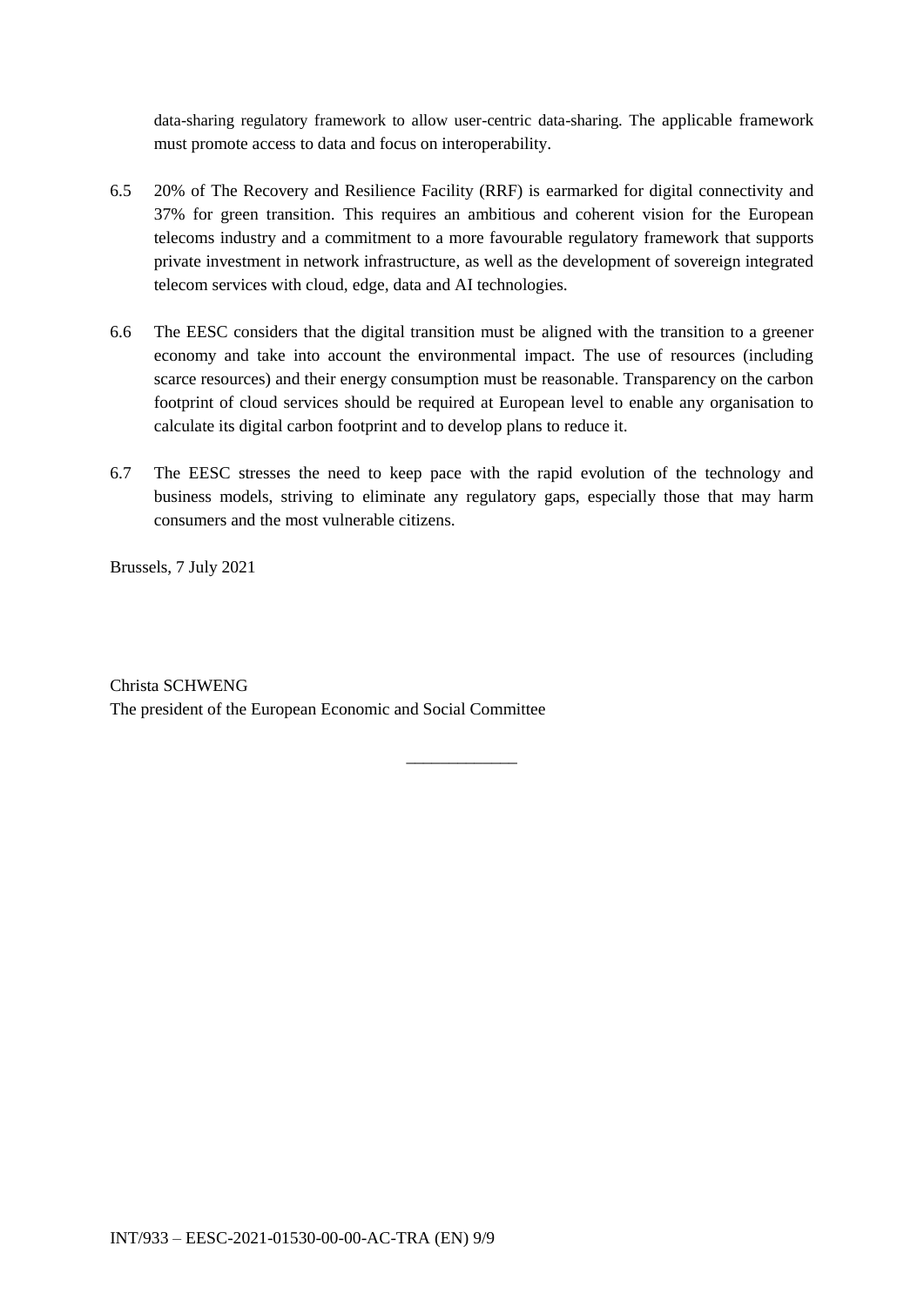data-sharing regulatory framework to allow user-centric data-sharing. The applicable framework must promote access to data and focus on interoperability.

6.5 20% of The Recovery and Resilience Facility (RRF) is earmarked for digital connectivity and 37% for green transition. This requires an ambitious and coherent vision for the European telecoms industry and a commitment to a more favourable regulatory framework that supports private investment in network infrastructure, as well as the development of sovereign integrated telecom services with cloud, edge, data and AI technologies.

6.6 The EESC considers that the digital transition must be aligned with the transition to a greener economy and take into account the environmental impact. The use of resources (including scarce resources) and their energy consumption must be reasonable. Transparency on the carbon footprint of cloud services should be required at European level to enable any organisation to calculate its digital carbon footprint and to develop plans to reduce it.

6.7 The EESC stresses the need to keep pace with the rapid evolution of the technology and business models, striving to eliminate any regulatory gaps, especially those that may harm consumers and the most vulnerable citizens.

Brussels, 7 July 2021

Christa SCHWENG
The president of the European Economic and Social Committee

_____________